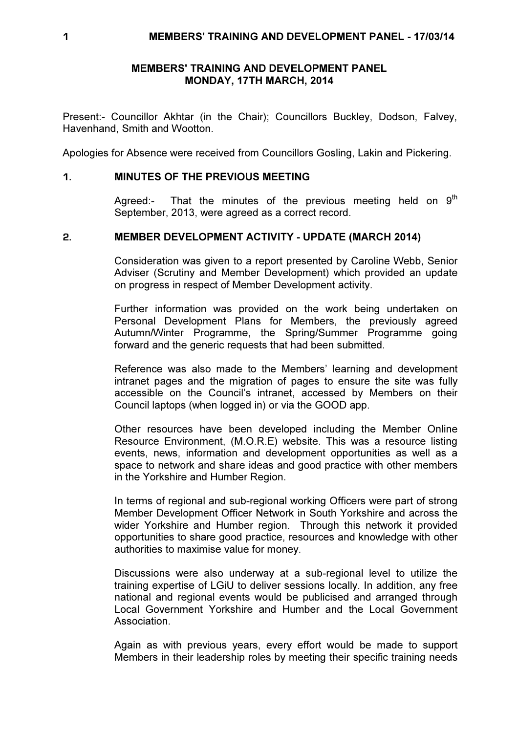## MEMBERS' TRAINING AND DEVELOPMENT PANEL
## MONDAY, 17TH MARCH, 2014

Present:- Councillor Akhtar (in the Chair); Councillors Buckley, Dodson, Falvey, Havenhand, Smith and Wootton.

Apologies for Absence were received from Councillors Gosling, Lakin and Pickering.

### 1. MINUTES OF THE PREVIOUS MEETING

Agreed:- That the minutes of the previous meeting held on 9th September, 2013, were agreed as a correct record.

### 2. MEMBER DEVELOPMENT ACTIVITY - UPDATE (MARCH 2014)

Consideration was given to a report presented by Caroline Webb, Senior Adviser (Scrutiny and Member Development) which provided an update on progress in respect of Member Development activity.

Further information was provided on the work being undertaken on Personal Development Plans for Members, the previously agreed Autumn/Winter Programme, the Spring/Summer Programme going forward and the generic requests that had been submitted.

Reference was also made to the Members' learning and development intranet pages and the migration of pages to ensure the site was fully accessible on the Council's intranet, accessed by Members on their Council laptops (when logged in) or via the GOOD app.

Other resources have been developed including the Member Online Resource Environment, (M.O.R.E) website. This was a resource listing events, news, information and development opportunities as well as a space to network and share ideas and good practice with other members in the Yorkshire and Humber Region.

In terms of regional and sub-regional working Officers were part of strong Member Development Officer Network in South Yorkshire and across the wider Yorkshire and Humber region. Through this network it provided opportunities to share good practice, resources and knowledge with other authorities to maximise value for money.

Discussions were also underway at a sub-regional level to utilize the training expertise of LGiU to deliver sessions locally. In addition, any free national and regional events would be publicised and arranged through Local Government Yorkshire and Humber and the Local Government Association.

Again as with previous years, every effort would be made to support Members in their leadership roles by meeting their specific training needs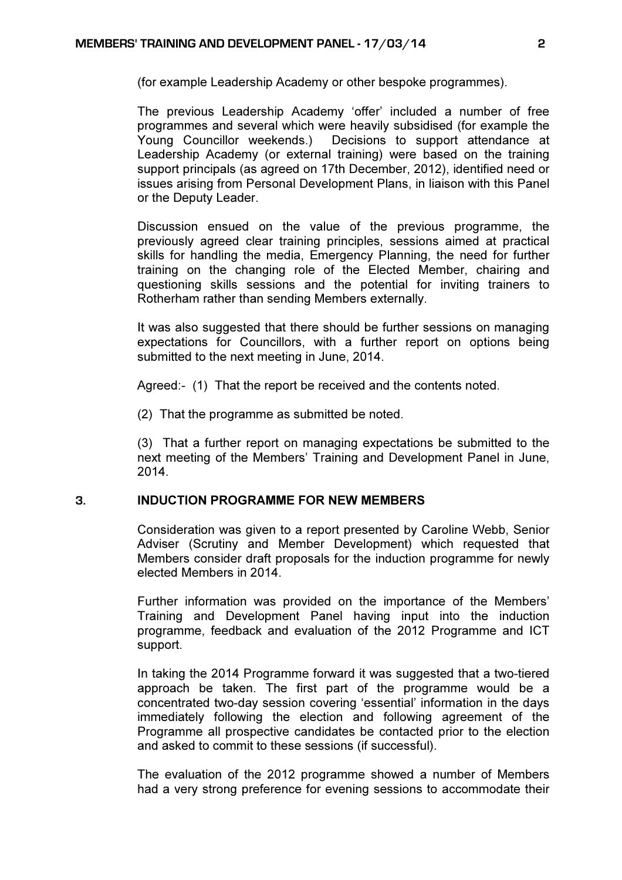(for example Leadership Academy or other bespoke programmes).

The previous Leadership Academy 'offer' included a number of free programmes and several which were heavily subsidised (for example the Young Councillor weekends.) Decisions to support attendance at Leadership Academy (or external training) were based on the training support principals (as agreed on 17th December, 2012), identified need or issues arising from Personal Development Plans, in liaison with this Panel or the Deputy Leader.

Discussion ensued on the value of the previous programme, the previously agreed clear training principles, sessions aimed at practical skills for handling the media, Emergency Planning, the need for further training on the changing role of the Elected Member, chairing and questioning skills sessions and the potential for inviting trainers to Rotherham rather than sending Members externally.

It was also suggested that there should be further sessions on managing expectations for Councillors, with a further report on options being submitted to the next meeting in June, 2014.

Agreed:- (1) That the report be received and the contents noted.

(2) That the programme as submitted be noted.

(3) That a further report on managing expectations be submitted to the next meeting of the Members' Training and Development Panel in June, 2014.

### 3. INDUCTION PROGRAMME FOR NEW MEMBERS

Consideration was given to a report presented by Caroline Webb, Senior Adviser (Scrutiny and Member Development) which requested that Members consider draft proposals for the induction programme for newly elected Members in 2014.

Further information was provided on the importance of the Members' Training and Development Panel having input into the induction programme, feedback and evaluation of the 2012 Programme and ICT support.

In taking the 2014 Programme forward it was suggested that a two-tiered approach be taken. The first part of the programme would be a concentrated two-day session covering 'essential' information in the days immediately following the election and following agreement of the Programme all prospective candidates be contacted prior to the election and asked to commit to these sessions (if successful).

The evaluation of the 2012 programme showed a number of Members had a very strong preference for evening sessions to accommodate their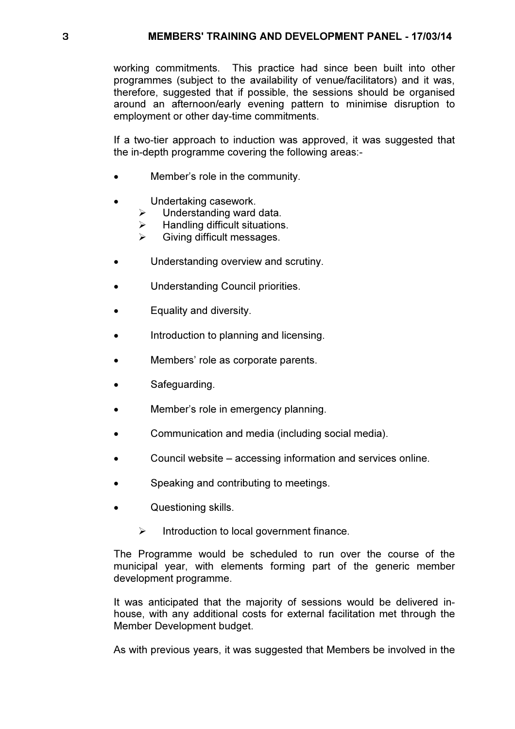working commitments. This practice had since been built into other programmes (subject to the availability of venue/facilitators) and it was, therefore, suggested that if possible, the sessions should be organised around an afternoon/early evening pattern to minimise disruption to employment or other day-time commitments.

If a two-tier approach to induction was approved, it was suggested that the in-depth programme covering the following areas:-

- Member's role in the community.
- Undertaking casework.
  - Understanding ward data.
  - Handling difficult situations.
  - Giving difficult messages.
- Understanding overview and scrutiny.
- Understanding Council priorities.
- Equality and diversity.
- Introduction to planning and licensing.
- Members' role as corporate parents.
- Safeguarding.
- Member's role in emergency planning.
- Communication and media (including social media).
- Council website – accessing information and services online.
- Speaking and contributing to meetings.
- Questioning skills.
  - Introduction to local government finance.

The Programme would be scheduled to run over the course of the municipal year, with elements forming part of the generic member development programme.

It was anticipated that the majority of sessions would be delivered in-house, with any additional costs for external facilitation met through the Member Development budget.

As with previous years, it was suggested that Members be involved in the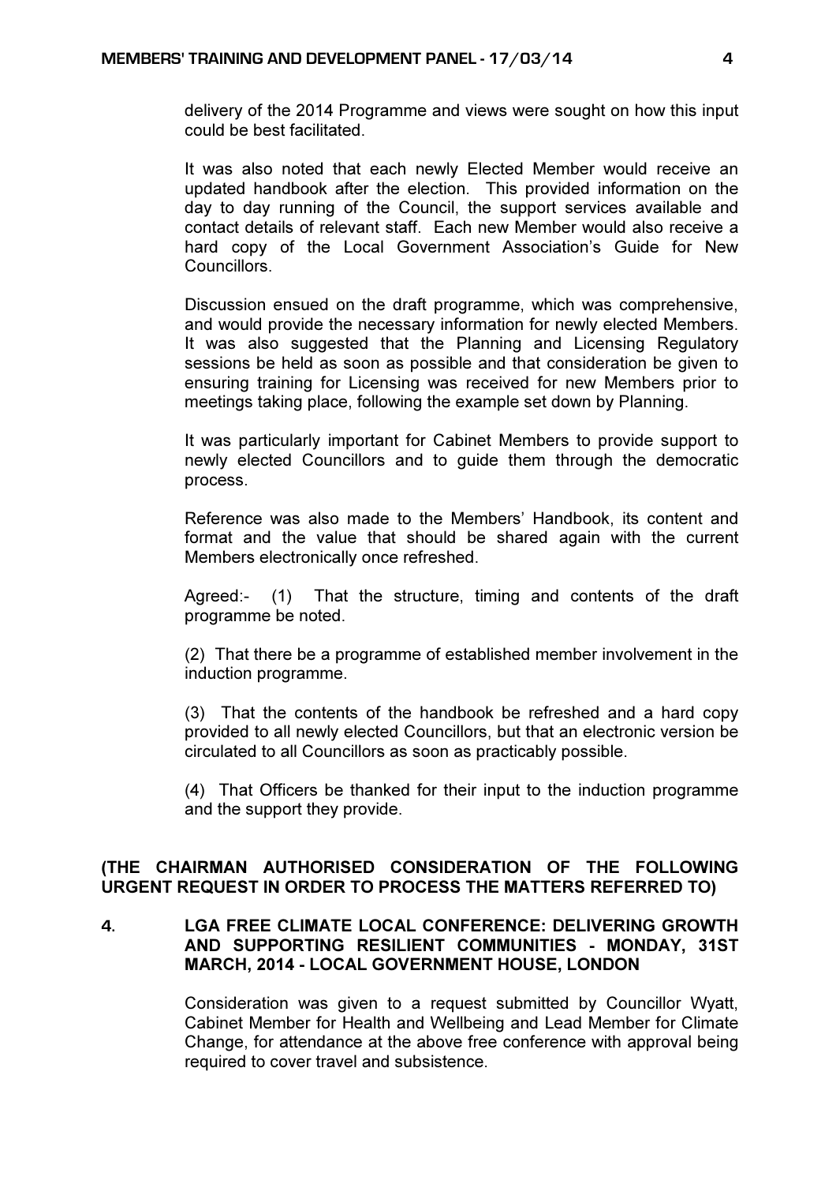delivery of the 2014 Programme and views were sought on how this input could be best facilitated.

It was also noted that each newly Elected Member would receive an updated handbook after the election. This provided information on the day to day running of the Council, the support services available and contact details of relevant staff. Each new Member would also receive a hard copy of the Local Government Association's Guide for New Councillors.

Discussion ensued on the draft programme, which was comprehensive, and would provide the necessary information for newly elected Members. It was also suggested that the Planning and Licensing Regulatory sessions be held as soon as possible and that consideration be given to ensuring training for Licensing was received for new Members prior to meetings taking place, following the example set down by Planning.

It was particularly important for Cabinet Members to provide support to newly elected Councillors and to guide them through the democratic process.

Reference was also made to the Members' Handbook, its content and format and the value that should be shared again with the current Members electronically once refreshed.

Agreed:- (1) That the structure, timing and contents of the draft programme be noted.

(2) That there be a programme of established member involvement in the induction programme.

(3) That the contents of the handbook be refreshed and a hard copy provided to all newly elected Councillors, but that an electronic version be circulated to all Councillors as soon as practicably possible.

(4) That Officers be thanked for their input to the induction programme and the support they provide.

**(THE CHAIRMAN AUTHORISED CONSIDERATION OF THE FOLLOWING URGENT REQUEST IN ORDER TO PROCESS THE MATTERS REFERRED TO)**

## 4. LGA FREE CLIMATE LOCAL CONFERENCE: DELIVERING GROWTH AND SUPPORTING RESILIENT COMMUNITIES - MONDAY, 31ST MARCH, 2014 - LOCAL GOVERNMENT HOUSE, LONDON

Consideration was given to a request submitted by Councillor Wyatt, Cabinet Member for Health and Wellbeing and Lead Member for Climate Change, for attendance at the above free conference with approval being required to cover travel and subsistence.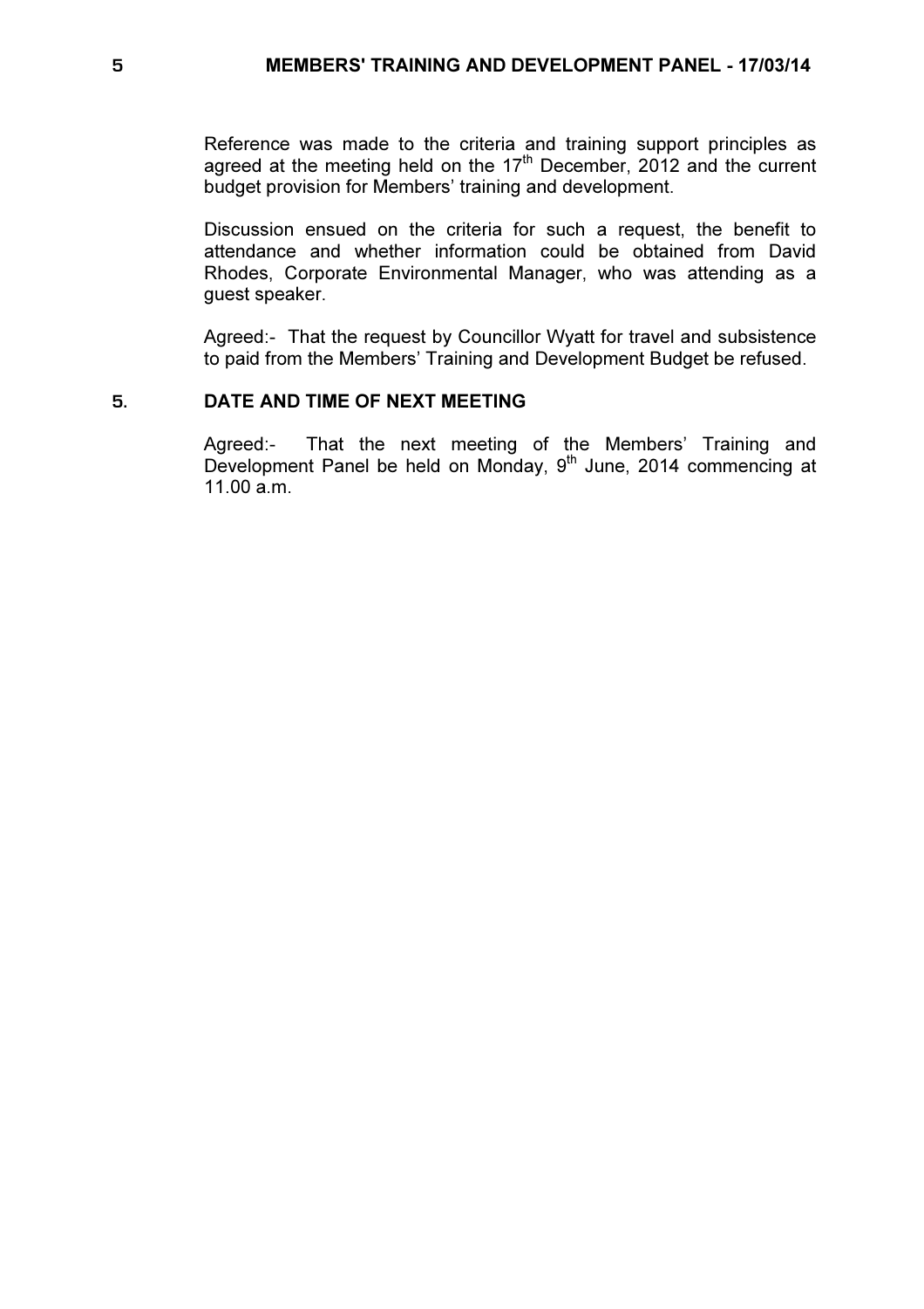Reference was made to the criteria and training support principles as agreed at the meeting held on the 17th December, 2012 and the current budget provision for Members' training and development.

Discussion ensued on the criteria for such a request, the benefit to attendance and whether information could be obtained from David Rhodes, Corporate Environmental Manager, who was attending as a guest speaker.

Agreed:- That the request by Councillor Wyatt for travel and subsistence to paid from the Members' Training and Development Budget be refused.

## 5. DATE AND TIME OF NEXT MEETING

Agreed:- That the next meeting of the Members' Training and Development Panel be held on Monday, 9th June, 2014 commencing at 11.00 a.m.